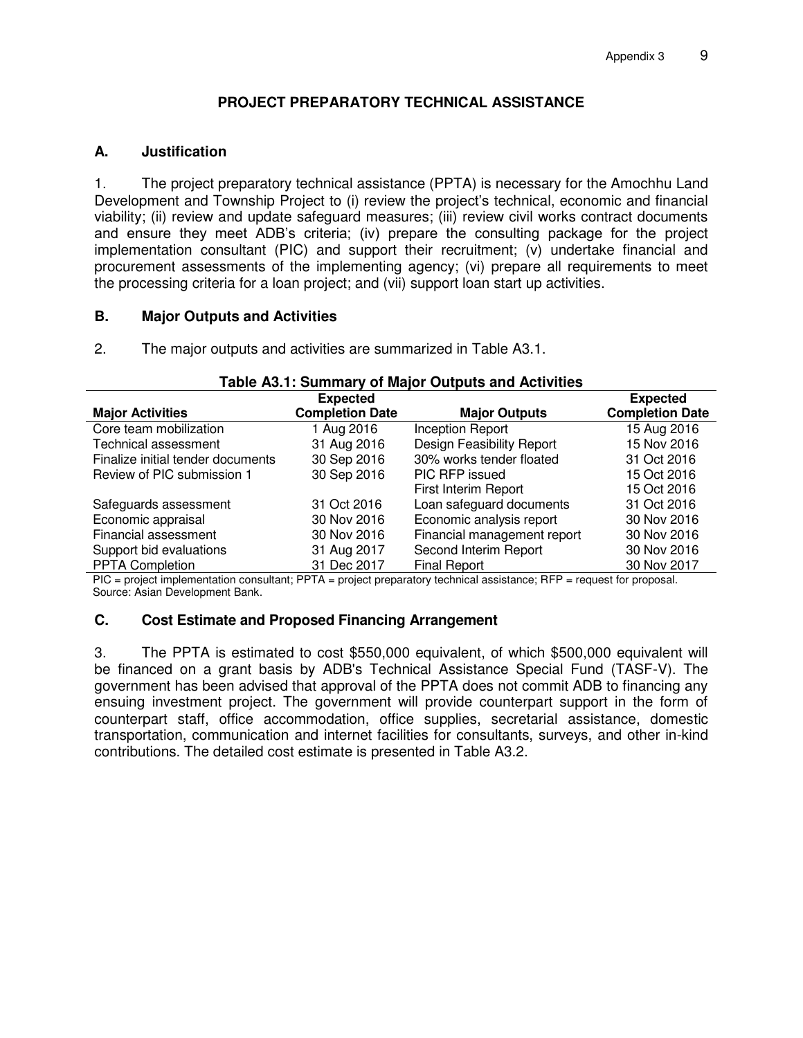# PROJECT PREPARATORY TECHNICAL ASSISTANCE

## A. Justification

1. The project preparatory technical assistance (PPTA) is necessary for the Amochhu Land Development and Township Project to (i) review the project's technical, economic and financial viability; (ii) review and update safeguard measures; (iii) review civil works contract documents and ensure they meet ADB's criteria; (iv) prepare the consulting package for the project implementation consultant (PIC) and support their recruitment; (v) undertake financial and procurement assessments of the implementing agency; (vi) prepare all requirements to meet the processing criteria for a loan project; and (vii) support loan start up activities.

## B. Major Outputs and Activities

2. The major outputs and activities are summarized in Table A3.1.

**Table A3.1: Summary of Major Outputs and Activities**

| Major Activities | Expected Completion Date | Major Outputs | Expected Completion Date |
|---|---|---|---|
| Core team mobilization | 1 Aug 2016 | Inception Report | 15 Aug 2016 |
| Technical assessment | 31 Aug 2016 | Design Feasibility Report | 15 Nov 2016 |
| Finalize initial tender documents | 30 Sep 2016 | 30% works tender floated | 31 Oct 2016 |
| Review of PIC submission 1 | 30 Sep 2016 | PIC RFP issued | 15 Oct 2016 |
| | | First Interim Report | 15 Oct 2016 |
| Safeguards assessment | 31 Oct 2016 | Loan safeguard documents | 31 Oct 2016 |
| Economic appraisal | 30 Nov 2016 | Economic analysis report | 30 Nov 2016 |
| Financial assessment | 30 Nov 2016 | Financial management report | 30 Nov 2016 |
| Support bid evaluations | 31 Aug 2017 | Second Interim Report | 30 Nov 2016 |
| PPTA Completion | 31 Dec 2017 | Final Report | 30 Nov 2017 |

PIC = project implementation consultant; PPTA = project preparatory technical assistance; RFP = request for proposal.
Source: Asian Development Bank.

## C. Cost Estimate and Proposed Financing Arrangement

3. The PPTA is estimated to cost $550,000 equivalent, of which $500,000 equivalent will be financed on a grant basis by ADB's Technical Assistance Special Fund (TASF-V). The government has been advised that approval of the PPTA does not commit ADB to financing any ensuing investment project. The government will provide counterpart support in the form of counterpart staff, office accommodation, office supplies, secretarial assistance, domestic transportation, communication and internet facilities for consultants, surveys, and other in-kind contributions. The detailed cost estimate is presented in Table A3.2.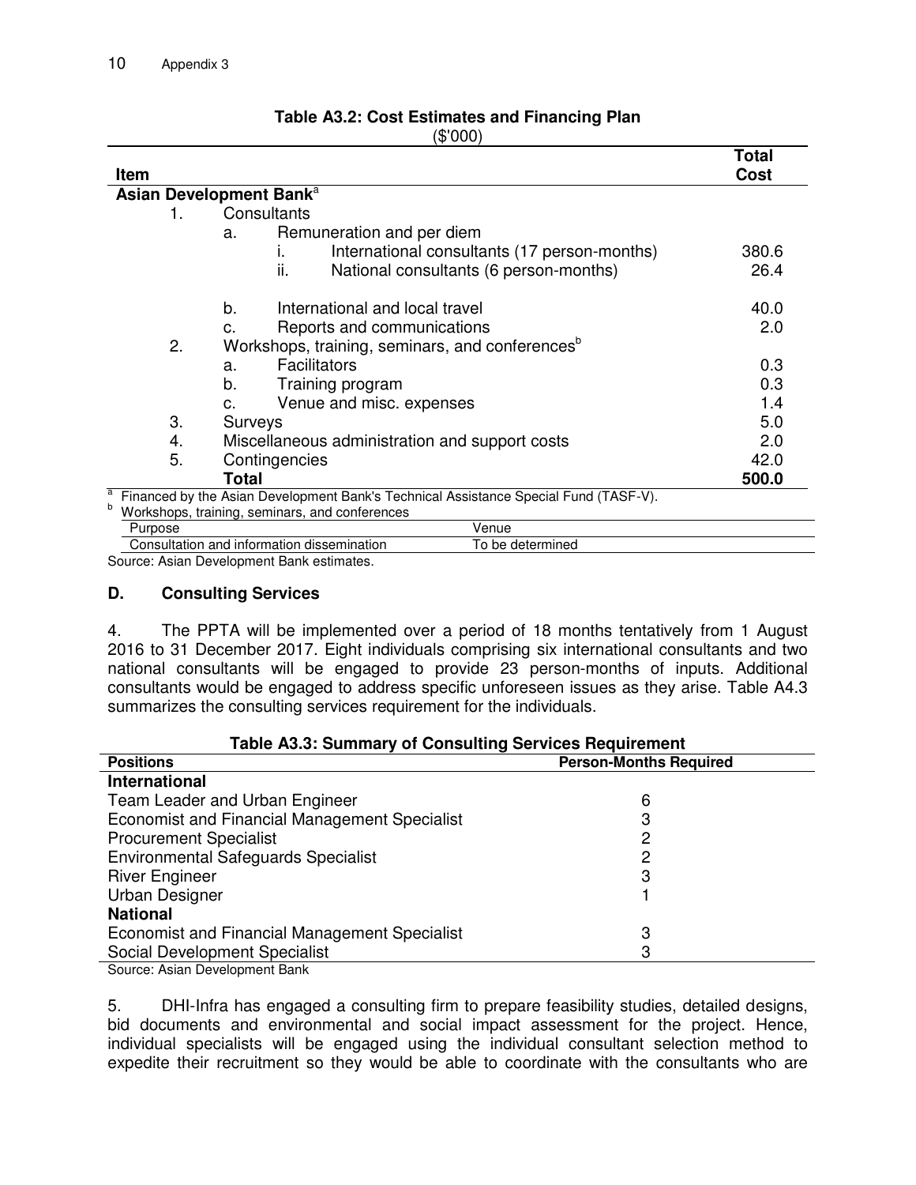**Table A3.2: Cost Estimates and Financing Plan**

($'000)

| Item | Total Cost |
|---|---|
| **Asian Development Bank**[a] | |
| 1. Consultants | |
| a. Remuneration and per diem | |
| i. International consultants (17 person-months) | 380.6 |
| ii. National consultants (6 person-months) | 26.4 |
| b. International and local travel | 40.0 |
| c. Reports and communications | 2.0 |
| 2. Workshops, training, seminars, and conferences[b] | |
| a. Facilitators | 0.3 |
| b. Training program | 0.3 |
| c. Venue and misc. expenses | 1.4 |
| 3. Surveys | 5.0 |
| 4. Miscellaneous administration and support costs | 2.0 |
| 5. Contingencies | 42.0 |
| **Total** | **500.0** |

[a] Financed by the Asian Development Bank's Technical Assistance Special Fund (TASF-V).

[b] Workshops, training, seminars, and conferences

| Purpose | Venue |
|---|---|
| Consultation and information dissemination | To be determined |

Source: Asian Development Bank estimates.

## D. Consulting Services

4. The PPTA will be implemented over a period of 18 months tentatively from 1 August 2016 to 31 December 2017. Eight individuals comprising six international consultants and two national consultants will be engaged to provide 23 person-months of inputs. Additional consultants would be engaged to address specific unforeseen issues as they arise. Table A4.3 summarizes the consulting services requirement for the individuals.

**Table A3.3: Summary of Consulting Services Requirement**

| Positions | Person-Months Required |
|---|---|
| **International** | |
| Team Leader and Urban Engineer | 6 |
| Economist and Financial Management Specialist | 3 |
| Procurement Specialist | 2 |
| Environmental Safeguards Specialist | 2 |
| River Engineer | 3 |
| Urban Designer | 1 |
| **National** | |
| Economist and Financial Management Specialist | 3 |
| Social Development Specialist | 3 |

Source: Asian Development Bank

5. DHI-Infra has engaged a consulting firm to prepare feasibility studies, detailed designs, bid documents and environmental and social impact assessment for the project. Hence, individual specialists will be engaged using the individual consultant selection method to expedite their recruitment so they would be able to coordinate with the consultants who are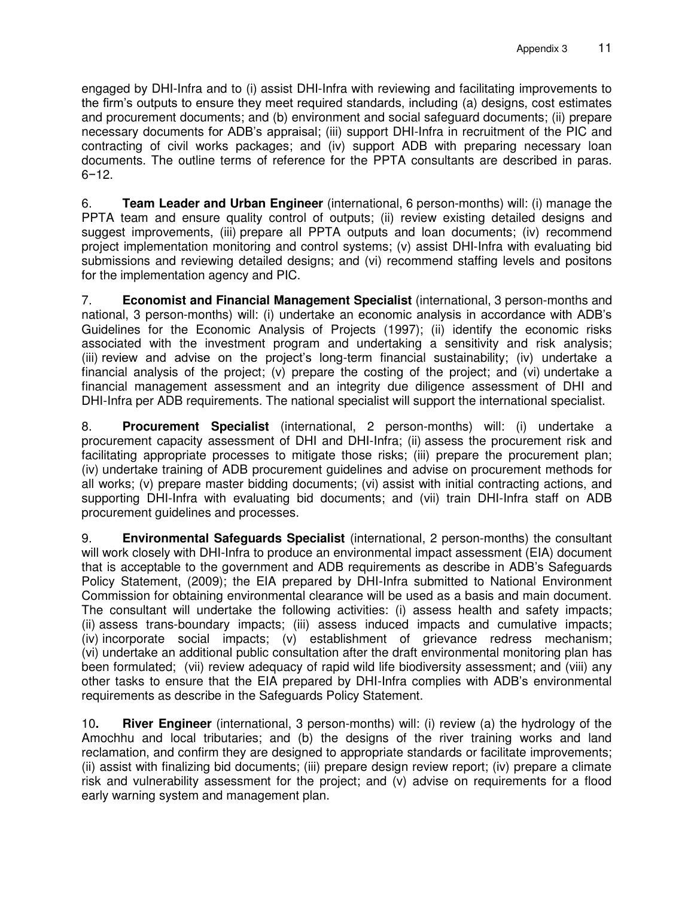engaged by DHI-Infra and to (i) assist DHI-Infra with reviewing and facilitating improvements to the firm's outputs to ensure they meet required standards, including (a) designs, cost estimates and procurement documents; and (b) environment and social safeguard documents; (ii) prepare necessary documents for ADB's appraisal; (iii) support DHI-Infra in recruitment of the PIC and contracting of civil works packages; and (iv) support ADB with preparing necessary loan documents. The outline terms of reference for the PPTA consultants are described in paras. 6−12.

6. **Team Leader and Urban Engineer** (international, 6 person-months) will: (i) manage the PPTA team and ensure quality control of outputs; (ii) review existing detailed designs and suggest improvements, (iii) prepare all PPTA outputs and loan documents; (iv) recommend project implementation monitoring and control systems; (v) assist DHI-Infra with evaluating bid submissions and reviewing detailed designs; and (vi) recommend staffing levels and positons for the implementation agency and PIC.

7. **Economist and Financial Management Specialist** (international, 3 person-months and national, 3 person-months) will: (i) undertake an economic analysis in accordance with ADB's Guidelines for the Economic Analysis of Projects (1997); (ii) identify the economic risks associated with the investment program and undertaking a sensitivity and risk analysis; (iii) review and advise on the project's long-term financial sustainability; (iv) undertake a financial analysis of the project; (v) prepare the costing of the project; and (vi) undertake a financial management assessment and an integrity due diligence assessment of DHI and DHI-Infra per ADB requirements. The national specialist will support the international specialist.

8. **Procurement Specialist** (international, 2 person-months) will: (i) undertake a procurement capacity assessment of DHI and DHI-Infra; (ii) assess the procurement risk and facilitating appropriate processes to mitigate those risks; (iii) prepare the procurement plan; (iv) undertake training of ADB procurement guidelines and advise on procurement methods for all works; (v) prepare master bidding documents; (vi) assist with initial contracting actions, and supporting DHI-Infra with evaluating bid documents; and (vii) train DHI-Infra staff on ADB procurement guidelines and processes.

9. **Environmental Safeguards Specialist** (international, 2 person-months) the consultant will work closely with DHI-Infra to produce an environmental impact assessment (EIA) document that is acceptable to the government and ADB requirements as describe in ADB's Safeguards Policy Statement, (2009); the EIA prepared by DHI-Infra submitted to National Environment Commission for obtaining environmental clearance will be used as a basis and main document. The consultant will undertake the following activities: (i) assess health and safety impacts; (ii) assess trans-boundary impacts; (iii) assess induced impacts and cumulative impacts; (iv) incorporate social impacts; (v) establishment of grievance redress mechanism; (vi) undertake an additional public consultation after the draft environmental monitoring plan has been formulated; (vii) review adequacy of rapid wild life biodiversity assessment; and (viii) any other tasks to ensure that the EIA prepared by DHI-Infra complies with ADB's environmental requirements as describe in the Safeguards Policy Statement.

10**.** **River Engineer** (international, 3 person-months) will: (i) review (a) the hydrology of the Amochhu and local tributaries; and (b) the designs of the river training works and land reclamation, and confirm they are designed to appropriate standards or facilitate improvements; (ii) assist with finalizing bid documents; (iii) prepare design review report; (iv) prepare a climate risk and vulnerability assessment for the project; and (v) advise on requirements for a flood early warning system and management plan.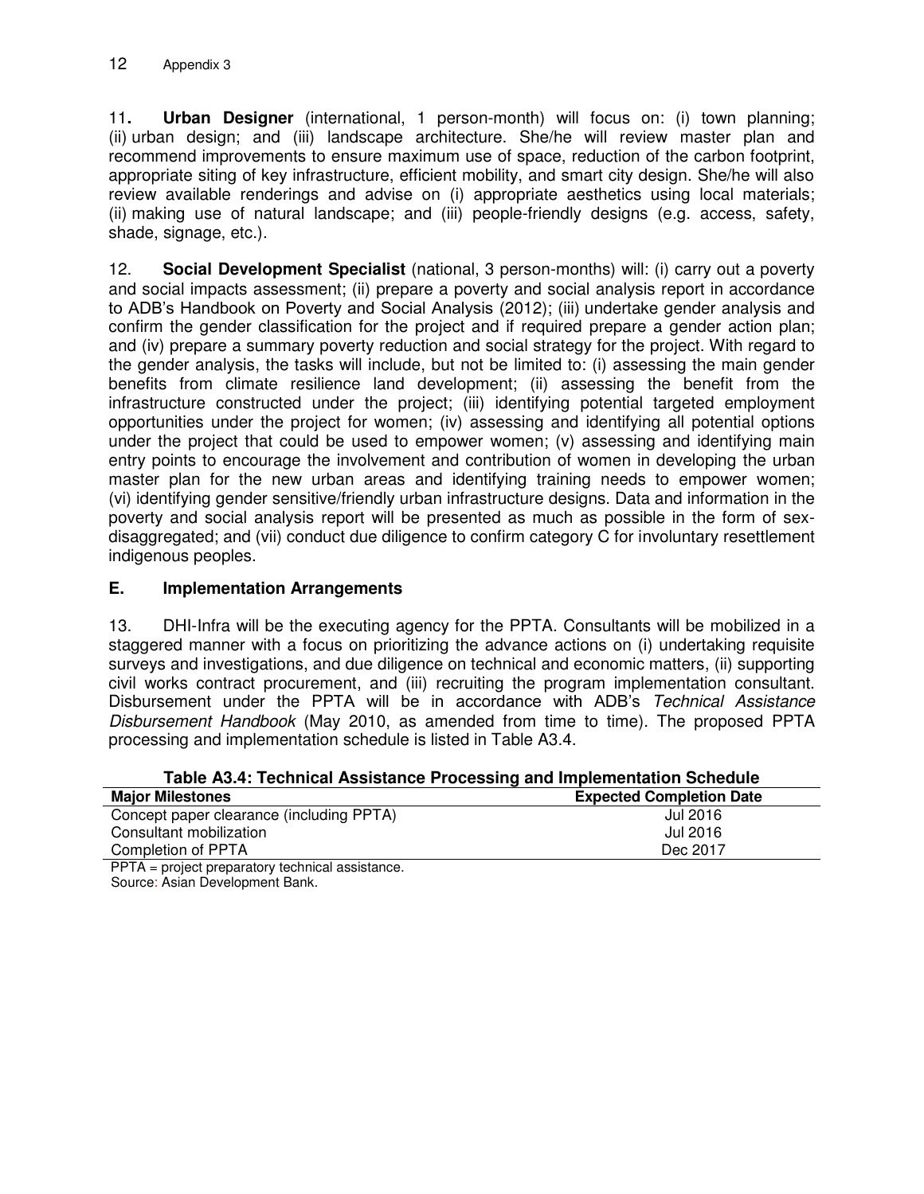11. **Urban Designer** (international, 1 person-month) will focus on: (i) town planning; (ii) urban design; and (iii) landscape architecture. She/he will review master plan and recommend improvements to ensure maximum use of space, reduction of the carbon footprint, appropriate siting of key infrastructure, efficient mobility, and smart city design. She/he will also review available renderings and advise on (i) appropriate aesthetics using local materials; (ii) making use of natural landscape; and (iii) people-friendly designs (e.g. access, safety, shade, signage, etc.).

12. **Social Development Specialist** (national, 3 person-months) will: (i) carry out a poverty and social impacts assessment; (ii) prepare a poverty and social analysis report in accordance to ADB's Handbook on Poverty and Social Analysis (2012); (iii) undertake gender analysis and confirm the gender classification for the project and if required prepare a gender action plan; and (iv) prepare a summary poverty reduction and social strategy for the project. With regard to the gender analysis, the tasks will include, but not be limited to: (i) assessing the main gender benefits from climate resilience land development; (ii) assessing the benefit from the infrastructure constructed under the project; (iii) identifying potential targeted employment opportunities under the project for women; (iv) assessing and identifying all potential options under the project that could be used to empower women; (v) assessing and identifying main entry points to encourage the involvement and contribution of women in developing the urban master plan for the new urban areas and identifying training needs to empower women; (vi) identifying gender sensitive/friendly urban infrastructure designs. Data and information in the poverty and social analysis report will be presented as much as possible in the form of sex-disaggregated; and (vii) conduct due diligence to confirm category C for involuntary resettlement indigenous peoples.

## E. Implementation Arrangements

13. DHI-Infra will be the executing agency for the PPTA. Consultants will be mobilized in a staggered manner with a focus on prioritizing the advance actions on (i) undertaking requisite surveys and investigations, and due diligence on technical and economic matters, (ii) supporting civil works contract procurement, and (iii) recruiting the program implementation consultant. Disbursement under the PPTA will be in accordance with ADB's *Technical Assistance Disbursement Handbook* (May 2010, as amended from time to time). The proposed PPTA processing and implementation schedule is listed in Table A3.4.

**Table A3.4: Technical Assistance Processing and Implementation Schedule**

| Major Milestones | Expected Completion Date |
|---|---|
| Concept paper clearance (including PPTA) | Jul 2016 |
| Consultant mobilization | Jul 2016 |
| Completion of PPTA | Dec 2017 |

PPTA = project preparatory technical assistance.
Source: Asian Development Bank.